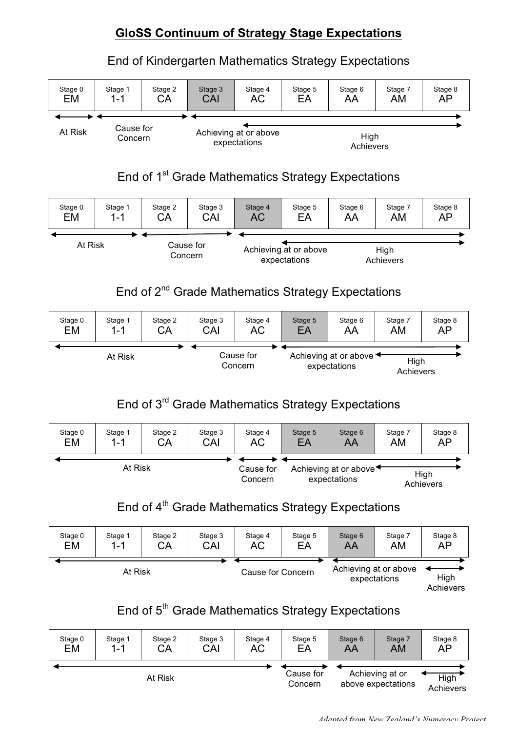# GloSS Continuum of Strategy Stage Expectations

## End of Kindergarten Mathematics Strategy Expectations

| Stage 0 EM | Stage 1 1-1 | Stage 2 CA | **Stage 3 CAI** | Stage 4 AC | Stage 5 EA | Stage 6 AA | Stage 7 AM | Stage 8 AP |
|---|---|---|---|---|---|---|---|---|
| At Risk | Cause for Concern | | Achieving at or above expectations | | | | | |
| | | | | High Achievers | | | | |

## End of 1st Grade Mathematics Strategy Expectations

| Stage 0 EM | Stage 1 1-1 | Stage 2 CA | Stage 3 CAI | **Stage 4 AC** | Stage 5 EA | Stage 6 AA | Stage 7 AM | Stage 8 AP |
|---|---|---|---|---|---|---|---|---|
| At Risk | | Cause for Concern | | Achieving at or above expectations | | | | |
| | | | | | High Achievers | | | |

## End of 2nd Grade Mathematics Strategy Expectations

| Stage 0 EM | Stage 1 1-1 | Stage 2 CA | Stage 3 CAI | Stage 4 AC | **Stage 5 EA** | Stage 6 AA | Stage 7 AM | Stage 8 AP |
|---|---|---|---|---|---|---|---|---|
| At Risk | | | Cause for Concern | | Achieving at or above expectations | | | |
| | | | | | | | High Achievers | |

## End of 3rd Grade Mathematics Strategy Expectations

| Stage 0 EM | Stage 1 1-1 | Stage 2 CA | Stage 3 CAI | Stage 4 AC | **Stage 5 EA** | **Stage 6 AA** | Stage 7 AM | Stage 8 AP |
|---|---|---|---|---|---|---|---|---|
| At Risk | | | | Cause for Concern | Achieving at or above expectations | | | |
| | | | | | | | High Achievers | |

## End of 4th Grade Mathematics Strategy Expectations

| Stage 0 EM | Stage 1 1-1 | Stage 2 CA | Stage 3 CAI | Stage 4 AC | Stage 5 EA | **Stage 6 AA** | Stage 7 AM | Stage 8 AP |
|---|---|---|---|---|---|---|---|---|
| At Risk | | | | Cause for Concern | | Achieving at or above expectations | | |
| | | | | | | | | High Achievers |

## End of 5th Grade Mathematics Strategy Expectations

| Stage 0 EM | Stage 1 1-1 | Stage 2 CA | Stage 3 CAI | Stage 4 AC | Stage 5 EA | **Stage 6 AA** | **Stage 7 AM** | Stage 8 AP |
|---|---|---|---|---|---|---|---|---|
| At Risk | | | | | Cause for Concern | Achieving at or above expectations | | |
| | | | | | | | | High Achievers |

*Adapted from New Zealand's Numeracy Project*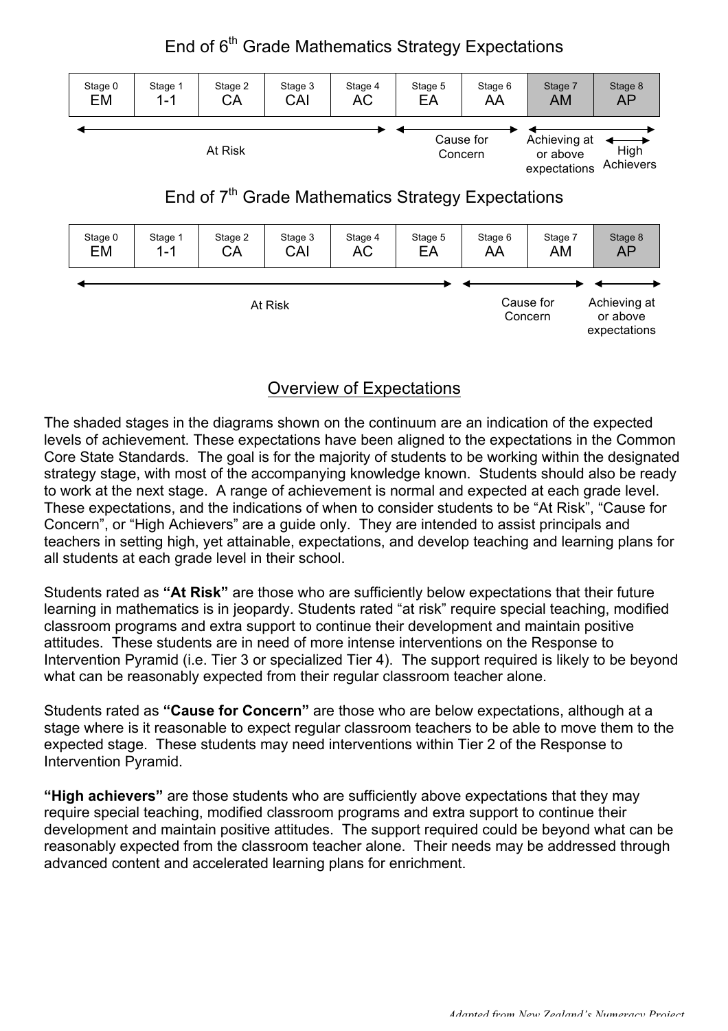## End of 6th Grade Mathematics Strategy Expectations

| Stage 0 | Stage 1 | Stage 2 | Stage 3 | Stage 4 | Stage 5 | Stage 6 | Stage 7 | Stage 8 |
|---|---|---|---|---|---|---|---|---|
| EM | 1-1 | CA | CAI | AC | EA | AA | AM | AP |

At Risk (Stages 0–4) | Cause for Concern (Stages 5–6) | Achieving at or above expectations (Stage 7) | High Achievers (Stage 8)

## End of 7th Grade Mathematics Strategy Expectations

| Stage 0 | Stage 1 | Stage 2 | Stage 3 | Stage 4 | Stage 5 | Stage 6 | Stage 7 | Stage 8 |
|---|---|---|---|---|---|---|---|---|
| EM | 1-1 | CA | CAI | AC | EA | AA | AM | AP |

At Risk (Stages 0–5) | Cause for Concern (Stages 6–7) | Achieving at or above expectations (Stage 8)

## Overview of Expectations

The shaded stages in the diagrams shown on the continuum are an indication of the expected levels of achievement. These expectations have been aligned to the expectations in the Common Core State Standards. The goal is for the majority of students to be working within the designated strategy stage, with most of the accompanying knowledge known. Students should also be ready to work at the next stage. A range of achievement is normal and expected at each grade level. These expectations, and the indications of when to consider students to be "At Risk", "Cause for Concern", or "High Achievers" are a guide only. They are intended to assist principals and teachers in setting high, yet attainable, expectations, and develop teaching and learning plans for all students at each grade level in their school.

Students rated as **"At Risk"** are those who are sufficiently below expectations that their future learning in mathematics is in jeopardy. Students rated "at risk" require special teaching, modified classroom programs and extra support to continue their development and maintain positive attitudes. These students are in need of more intense interventions on the Response to Intervention Pyramid (i.e. Tier 3 or specialized Tier 4). The support required is likely to be beyond what can be reasonably expected from their regular classroom teacher alone.

Students rated as **"Cause for Concern"** are those who are below expectations, although at a stage where is it reasonable to expect regular classroom teachers to be able to move them to the expected stage. These students may need interventions within Tier 2 of the Response to Intervention Pyramid.

**"High achievers"** are those students who are sufficiently above expectations that they may require special teaching, modified classroom programs and extra support to continue their development and maintain positive attitudes. The support required could be beyond what can be reasonably expected from the classroom teacher alone. Their needs may be addressed through advanced content and accelerated learning plans for enrichment.

*Adapted from New Zealand's Numeracy Project*